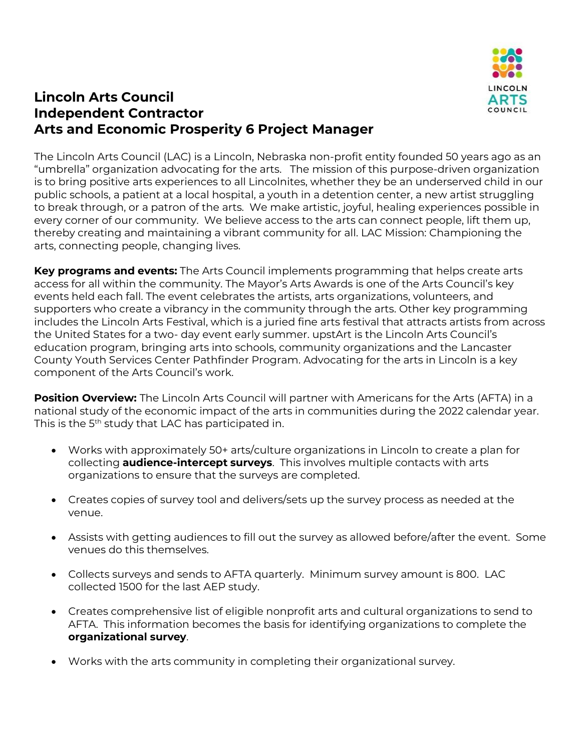# Lincoln Arts Council
# Independent Contractor
# Arts and Economic Prosperity 6 Project Manager

The Lincoln Arts Council (LAC) is a Lincoln, Nebraska non-profit entity founded 50 years ago as an "umbrella" organization advocating for the arts. The mission of this purpose-driven organization is to bring positive arts experiences to all Lincolnites, whether they be an underserved child in our public schools, a patient at a local hospital, a youth in a detention center, a new artist struggling to break through, or a patron of the arts. We make artistic, joyful, healing experiences possible in every corner of our community. We believe access to the arts can connect people, lift them up, thereby creating and maintaining a vibrant community for all. LAC Mission: Championing the arts, connecting people, changing lives.

**Key programs and events:** The Arts Council implements programming that helps create arts access for all within the community. The Mayor's Arts Awards is one of the Arts Council's key events held each fall. The event celebrates the artists, arts organizations, volunteers, and supporters who create a vibrancy in the community through the arts. Other key programming includes the Lincoln Arts Festival, which is a juried fine arts festival that attracts artists from across the United States for a two- day event early summer. upstArt is the Lincoln Arts Council's education program, bringing arts into schools, community organizations and the Lancaster County Youth Services Center Pathfinder Program. Advocating for the arts in Lincoln is a key component of the Arts Council's work.

**Position Overview:** The Lincoln Arts Council will partner with Americans for the Arts (AFTA) in a national study of the economic impact of the arts in communities during the 2022 calendar year. This is the 5th study that LAC has participated in.

- Works with approximately 50+ arts/culture organizations in Lincoln to create a plan for collecting **audience-intercept surveys**. This involves multiple contacts with arts organizations to ensure that the surveys are completed.
- Creates copies of survey tool and delivers/sets up the survey process as needed at the venue.
- Assists with getting audiences to fill out the survey as allowed before/after the event. Some venues do this themselves.
- Collects surveys and sends to AFTA quarterly. Minimum survey amount is 800. LAC collected 1500 for the last AEP study.
- Creates comprehensive list of eligible nonprofit arts and cultural organizations to send to AFTA. This information becomes the basis for identifying organizations to complete the **organizational survey**.
- Works with the arts community in completing their organizational survey.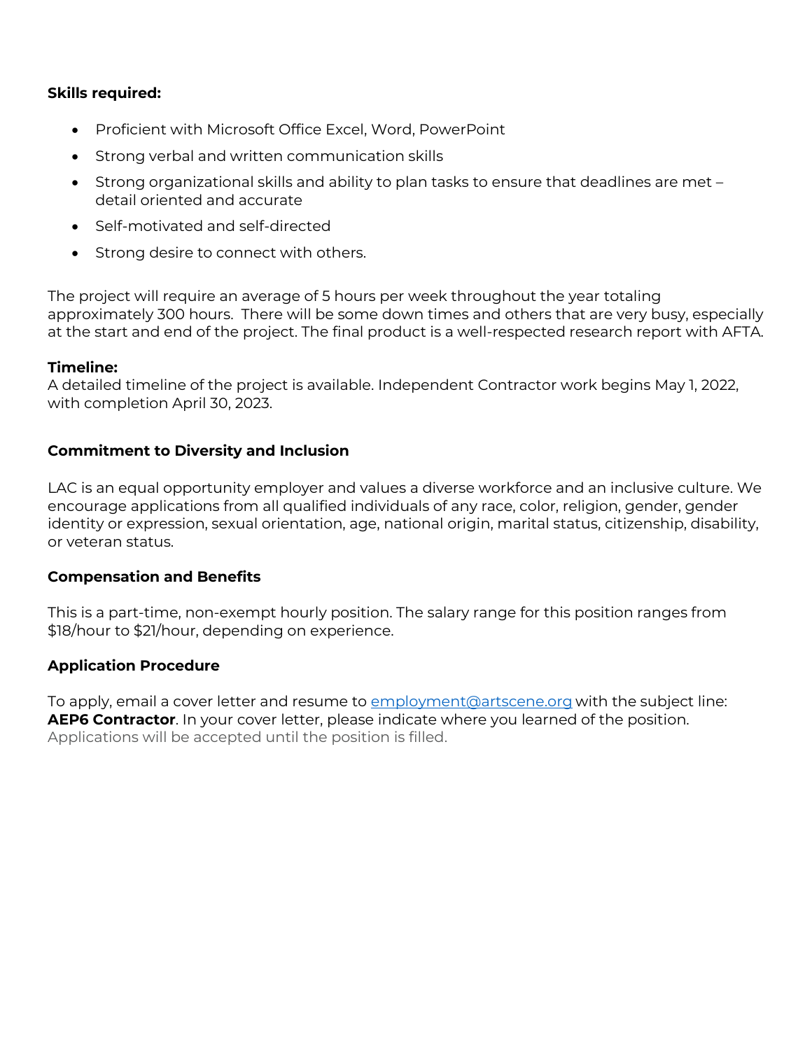**Skills required:**

- Proficient with Microsoft Office Excel, Word, PowerPoint
- Strong verbal and written communication skills
- Strong organizational skills and ability to plan tasks to ensure that deadlines are met – detail oriented and accurate
- Self-motivated and self-directed
- Strong desire to connect with others.

The project will require an average of 5 hours per week throughout the year totaling approximately 300 hours.  There will be some down times and others that are very busy, especially at the start and end of the project. The final product is a well-respected research report with AFTA.

**Timeline:**
A detailed timeline of the project is available. Independent Contractor work begins May 1, 2022, with completion April 30, 2023.

**Commitment to Diversity and Inclusion**

LAC is an equal opportunity employer and values a diverse workforce and an inclusive culture. We encourage applications from all qualified individuals of any race, color, religion, gender, gender identity or expression, sexual orientation, age, national origin, marital status, citizenship, disability, or veteran status.

**Compensation and Benefits**

This is a part-time, non-exempt hourly position. The salary range for this position ranges from $18/hour to $21/hour, depending on experience.

**Application Procedure**

To apply, email a cover letter and resume to employment@artscene.org with the subject line: **AEP6 Contractor**. In your cover letter, please indicate where you learned of the position. Applications will be accepted until the position is filled.